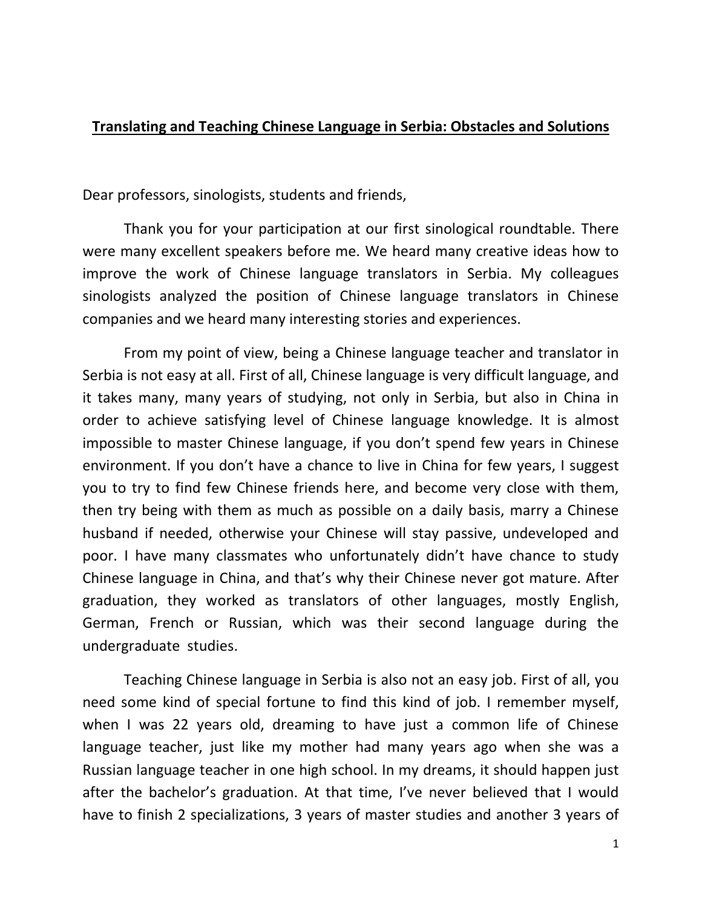# <u>Translating and Teaching Chinese Language in Serbia: Obstacles and Solutions</u>

Dear professors, sinologists, students and friends,

Thank you for your participation at our first sinological roundtable. There were many excellent speakers before me. We heard many creative ideas how to improve the work of Chinese language translators in Serbia. My colleagues sinologists analyzed the position of Chinese language translators in Chinese companies and we heard many interesting stories and experiences.

From my point of view, being a Chinese language teacher and translator in Serbia is not easy at all. First of all, Chinese language is very difficult language, and it takes many, many years of studying, not only in Serbia, but also in China in order to achieve satisfying level of Chinese language knowledge. It is almost impossible to master Chinese language, if you don't spend few years in Chinese environment. If you don't have a chance to live in China for few years, I suggest you to try to find few Chinese friends here, and become very close with them, then try being with them as much as possible on a daily basis, marry a Chinese husband if needed, otherwise your Chinese will stay passive, undeveloped and poor. I have many classmates who unfortunately didn't have chance to study Chinese language in China, and that's why their Chinese never got mature. After graduation, they worked as translators of other languages, mostly English, German, French or Russian, which was their second language during the undergraduate studies.

Teaching Chinese language in Serbia is also not an easy job. First of all, you need some kind of special fortune to find this kind of job. I remember myself, when I was 22 years old, dreaming to have just a common life of Chinese language teacher, just like my mother had many years ago when she was a Russian language teacher in one high school. In my dreams, it should happen just after the bachelor's graduation. At that time, I've never believed that I would have to finish 2 specializations, 3 years of master studies and another 3 years of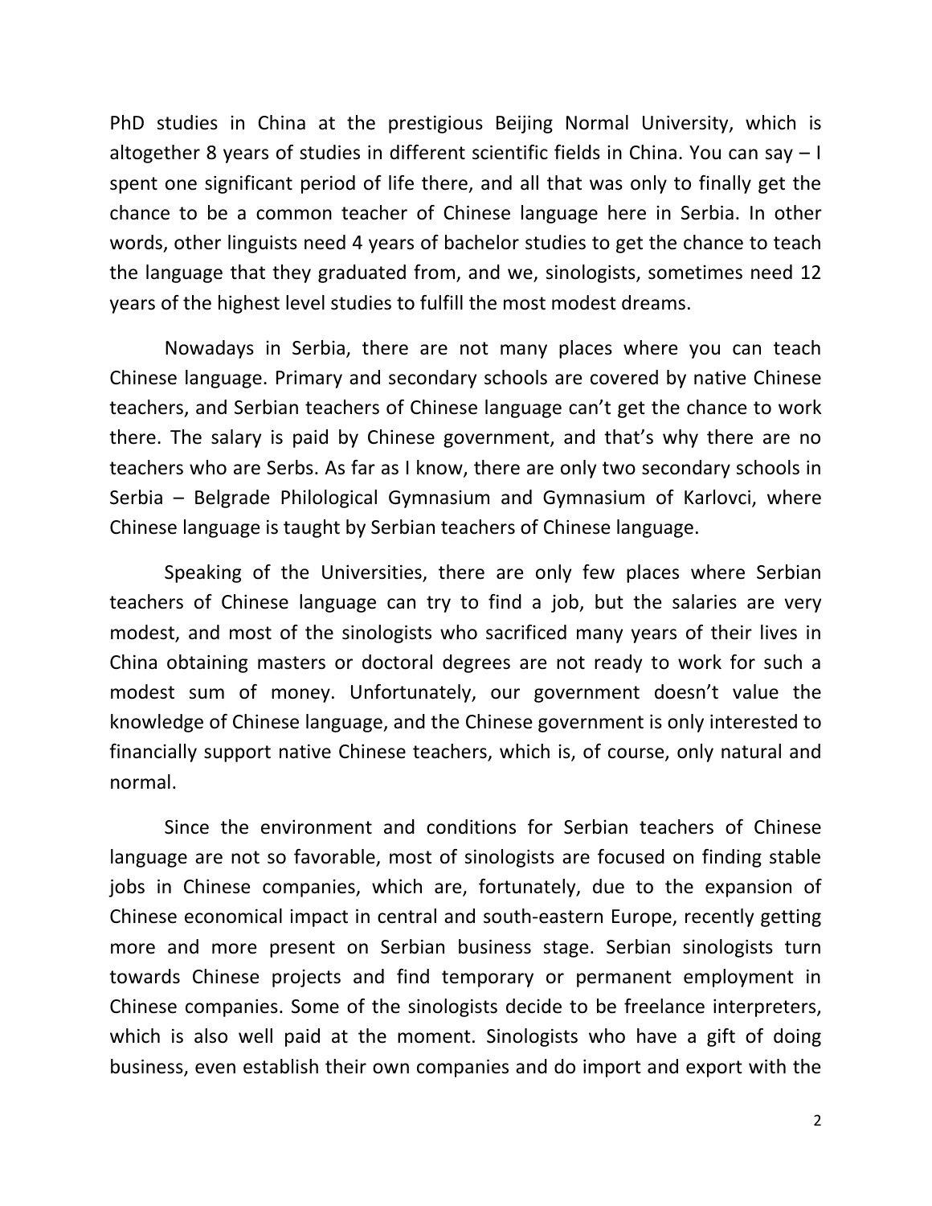PhD studies in China at the prestigious Beijing Normal University, which is altogether 8 years of studies in different scientific fields in China. You can say – I spent one significant period of life there, and all that was only to finally get the chance to be a common teacher of Chinese language here in Serbia. In other words, other linguists need 4 years of bachelor studies to get the chance to teach the language that they graduated from, and we, sinologists, sometimes need 12 years of the highest level studies to fulfill the most modest dreams.

Nowadays in Serbia, there are not many places where you can teach Chinese language. Primary and secondary schools are covered by native Chinese teachers, and Serbian teachers of Chinese language can't get the chance to work there. The salary is paid by Chinese government, and that's why there are no teachers who are Serbs. As far as I know, there are only two secondary schools in Serbia – Belgrade Philological Gymnasium and Gymnasium of Karlovci, where Chinese language is taught by Serbian teachers of Chinese language.

Speaking of the Universities, there are only few places where Serbian teachers of Chinese language can try to find a job, but the salaries are very modest, and most of the sinologists who sacrificed many years of their lives in China obtaining masters or doctoral degrees are not ready to work for such a modest sum of money. Unfortunately, our government doesn't value the knowledge of Chinese language, and the Chinese government is only interested to financially support native Chinese teachers, which is, of course, only natural and normal.

Since the environment and conditions for Serbian teachers of Chinese language are not so favorable, most of sinologists are focused on finding stable jobs in Chinese companies, which are, fortunately, due to the expansion of Chinese economical impact in central and south-eastern Europe, recently getting more and more present on Serbian business stage. Serbian sinologists turn towards Chinese projects and find temporary or permanent employment in Chinese companies. Some of the sinologists decide to be freelance interpreters, which is also well paid at the moment. Sinologists who have a gift of doing business, even establish their own companies and do import and export with the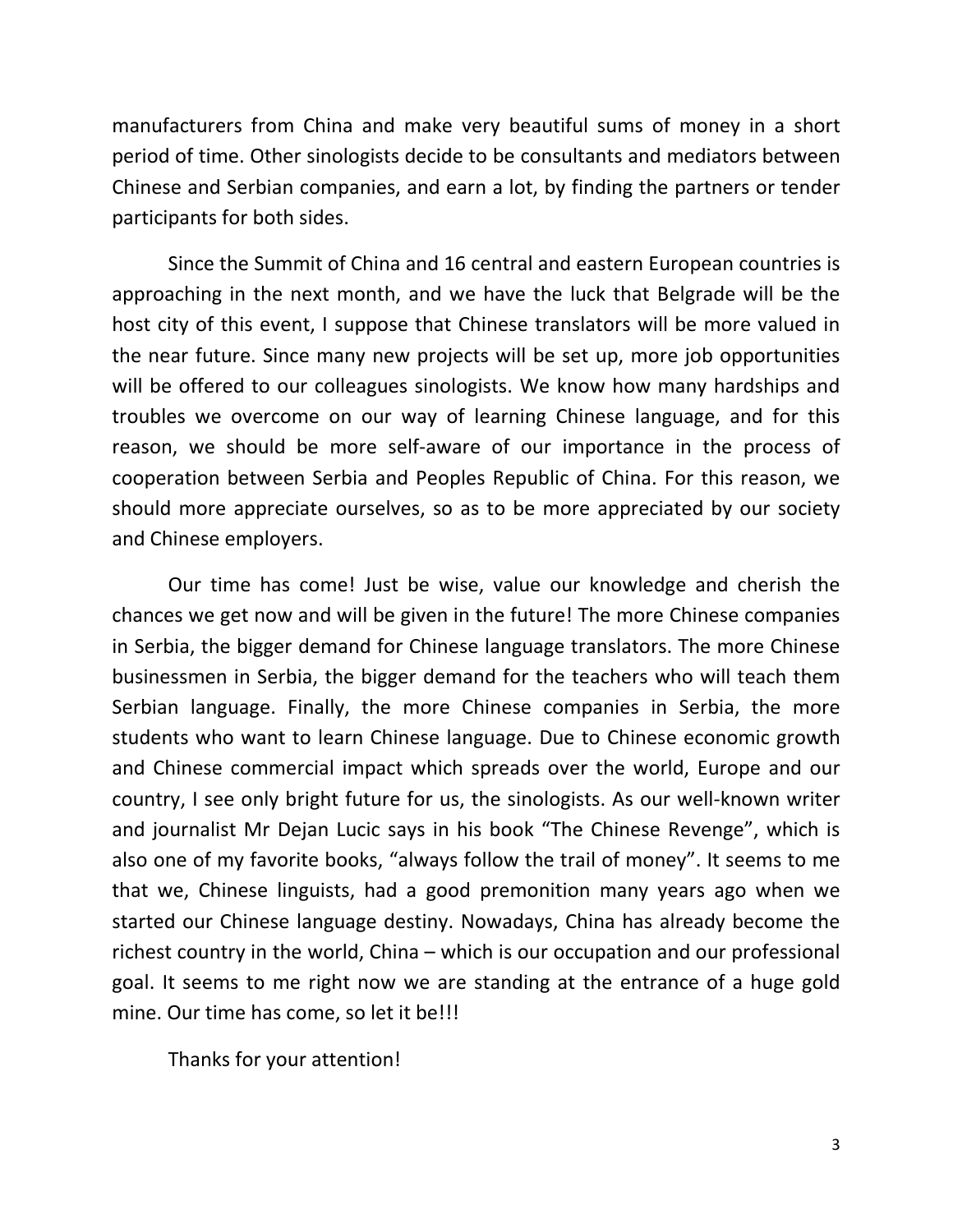manufacturers from China and make very beautiful sums of money in a short period of time. Other sinologists decide to be consultants and mediators between Chinese and Serbian companies, and earn a lot, by finding the partners or tender participants for both sides.

Since the Summit of China and 16 central and eastern European countries is approaching in the next month, and we have the luck that Belgrade will be the host city of this event, I suppose that Chinese translators will be more valued in the near future. Since many new projects will be set up, more job opportunities will be offered to our colleagues sinologists. We know how many hardships and troubles we overcome on our way of learning Chinese language, and for this reason, we should be more self-aware of our importance in the process of cooperation between Serbia and Peoples Republic of China. For this reason, we should more appreciate ourselves, so as to be more appreciated by our society and Chinese employers.

Our time has come! Just be wise, value our knowledge and cherish the chances we get now and will be given in the future! The more Chinese companies in Serbia, the bigger demand for Chinese language translators. The more Chinese businessmen in Serbia, the bigger demand for the teachers who will teach them Serbian language. Finally, the more Chinese companies in Serbia, the more students who want to learn Chinese language. Due to Chinese economic growth and Chinese commercial impact which spreads over the world, Europe and our country, I see only bright future for us, the sinologists. As our well-known writer and journalist Mr Dejan Lucic says in his book "The Chinese Revenge", which is also one of my favorite books, "always follow the trail of money". It seems to me that we, Chinese linguists, had a good premonition many years ago when we started our Chinese language destiny. Nowadays, China has already become the richest country in the world, China – which is our occupation and our professional goal. It seems to me right now we are standing at the entrance of a huge gold mine. Our time has come, so let it be!!!

Thanks for your attention!